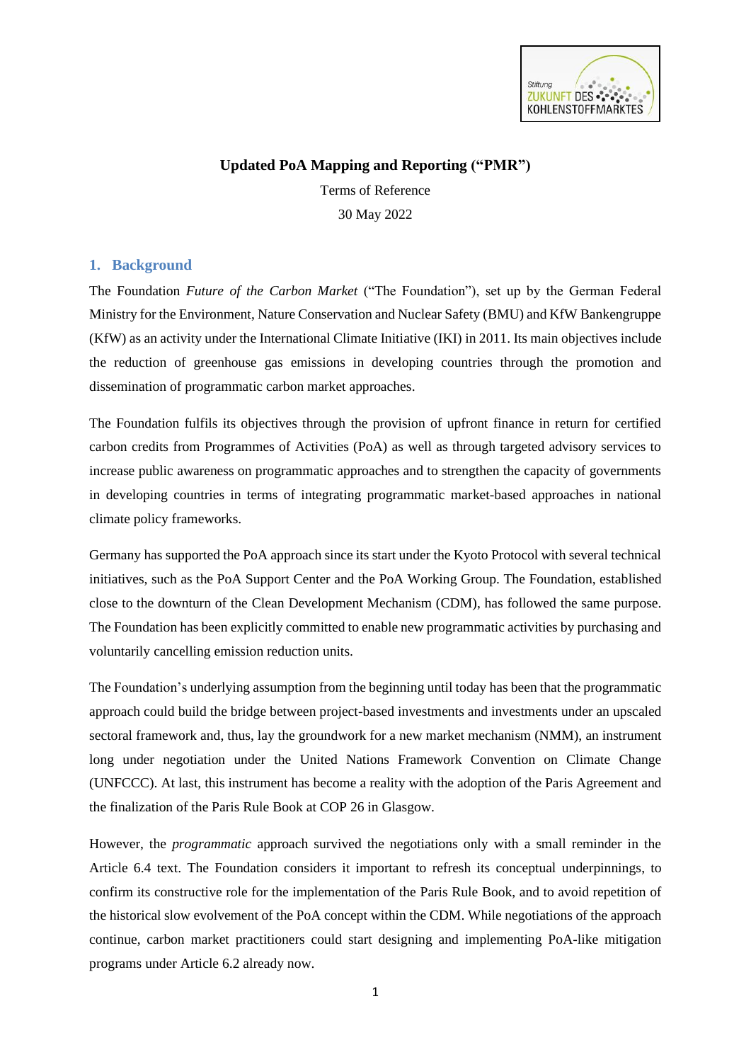# Updated PoA Mapping and Reporting ("PMR")

Terms of Reference

30 May 2022

## 1. Background

The Foundation *Future of the Carbon Market* ("The Foundation"), set up by the German Federal Ministry for the Environment, Nature Conservation and Nuclear Safety (BMU) and KfW Bankengruppe (KfW) as an activity under the International Climate Initiative (IKI) in 2011. Its main objectives include the reduction of greenhouse gas emissions in developing countries through the promotion and dissemination of programmatic carbon market approaches.

The Foundation fulfils its objectives through the provision of upfront finance in return for certified carbon credits from Programmes of Activities (PoA) as well as through targeted advisory services to increase public awareness on programmatic approaches and to strengthen the capacity of governments in developing countries in terms of integrating programmatic market-based approaches in national climate policy frameworks.

Germany has supported the PoA approach since its start under the Kyoto Protocol with several technical initiatives, such as the PoA Support Center and the PoA Working Group. The Foundation, established close to the downturn of the Clean Development Mechanism (CDM), has followed the same purpose. The Foundation has been explicitly committed to enable new programmatic activities by purchasing and voluntarily cancelling emission reduction units.

The Foundation's underlying assumption from the beginning until today has been that the programmatic approach could build the bridge between project-based investments and investments under an upscaled sectoral framework and, thus, lay the groundwork for a new market mechanism (NMM), an instrument long under negotiation under the United Nations Framework Convention on Climate Change (UNFCCC). At last, this instrument has become a reality with the adoption of the Paris Agreement and the finalization of the Paris Rule Book at COP 26 in Glasgow.

However, the *programmatic* approach survived the negotiations only with a small reminder in the Article 6.4 text. The Foundation considers it important to refresh its conceptual underpinnings, to confirm its constructive role for the implementation of the Paris Rule Book, and to avoid repetition of the historical slow evolvement of the PoA concept within the CDM. While negotiations of the approach continue, carbon market practitioners could start designing and implementing PoA-like mitigation programs under Article 6.2 already now.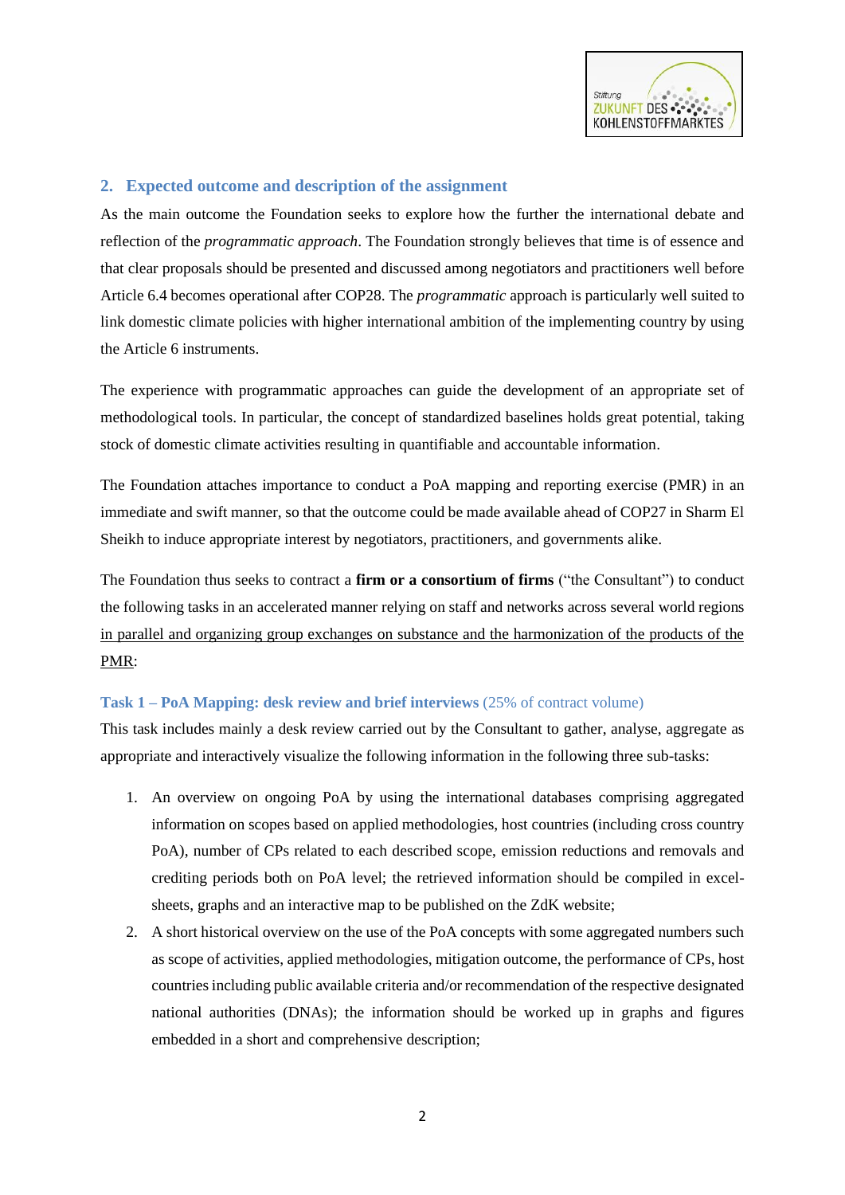## 2. Expected outcome and description of the assignment

As the main outcome the Foundation seeks to explore how the further the international debate and reflection of the *programmatic approach*. The Foundation strongly believes that time is of essence and that clear proposals should be presented and discussed among negotiators and practitioners well before Article 6.4 becomes operational after COP28. The *programmatic* approach is particularly well suited to link domestic climate policies with higher international ambition of the implementing country by using the Article 6 instruments.

The experience with programmatic approaches can guide the development of an appropriate set of methodological tools. In particular, the concept of standardized baselines holds great potential, taking stock of domestic climate activities resulting in quantifiable and accountable information.

The Foundation attaches importance to conduct a PoA mapping and reporting exercise (PMR) in an immediate and swift manner, so that the outcome could be made available ahead of COP27 in Sharm El Sheikh to induce appropriate interest by negotiators, practitioners, and governments alike.

The Foundation thus seeks to contract a **firm or a consortium of firms** ("the Consultant") to conduct the following tasks in an accelerated manner relying on staff and networks across several world regions in parallel and organizing group exchanges on substance and the harmonization of the products of the PMR:

### Task 1 – PoA Mapping: desk review and brief interviews (25% of contract volume)

This task includes mainly a desk review carried out by the Consultant to gather, analyse, aggregate as appropriate and interactively visualize the following information in the following three sub-tasks:

1. An overview on ongoing PoA by using the international databases comprising aggregated information on scopes based on applied methodologies, host countries (including cross country PoA), number of CPs related to each described scope, emission reductions and removals and crediting periods both on PoA level; the retrieved information should be compiled in excel-sheets, graphs and an interactive map to be published on the ZdK website;
2. A short historical overview on the use of the PoA concepts with some aggregated numbers such as scope of activities, applied methodologies, mitigation outcome, the performance of CPs, host countries including public available criteria and/or recommendation of the respective designated national authorities (DNAs); the information should be worked up in graphs and figures embedded in a short and comprehensive description;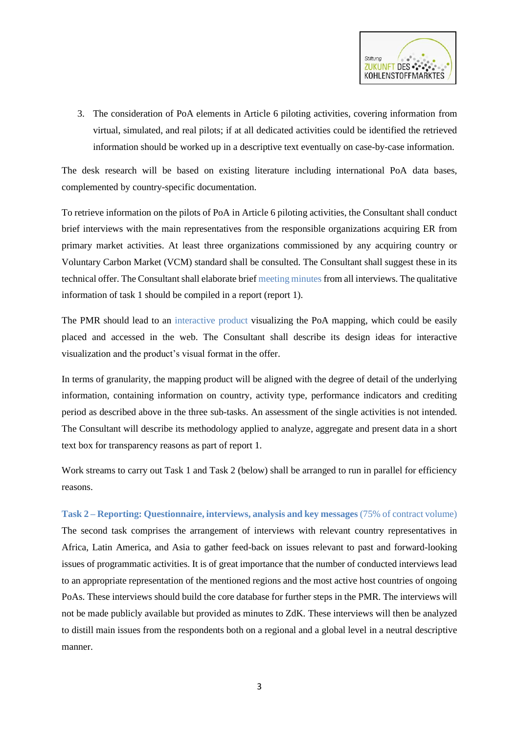3. The consideration of PoA elements in Article 6 piloting activities, covering information from virtual, simulated, and real pilots; if at all dedicated activities could be identified the retrieved information should be worked up in a descriptive text eventually on case-by-case information.

The desk research will be based on existing literature including international PoA data bases, complemented by country-specific documentation.

To retrieve information on the pilots of PoA in Article 6 piloting activities, the Consultant shall conduct brief interviews with the main representatives from the responsible organizations acquiring ER from primary market activities. At least three organizations commissioned by any acquiring country or Voluntary Carbon Market (VCM) standard shall be consulted. The Consultant shall suggest these in its technical offer. The Consultant shall elaborate brief meeting minutes from all interviews. The qualitative information of task 1 should be compiled in a report (report 1).

The PMR should lead to an interactive product visualizing the PoA mapping, which could be easily placed and accessed in the web. The Consultant shall describe its design ideas for interactive visualization and the product's visual format in the offer.

In terms of granularity, the mapping product will be aligned with the degree of detail of the underlying information, containing information on country, activity type, performance indicators and crediting period as described above in the three sub-tasks. An assessment of the single activities is not intended. The Consultant will describe its methodology applied to analyze, aggregate and present data in a short text box for transparency reasons as part of report 1.

Work streams to carry out Task 1 and Task 2 (below) shall be arranged to run in parallel for efficiency reasons.

**Task 2 – Reporting: Questionnaire, interviews, analysis and key messages** (75% of contract volume)

The second task comprises the arrangement of interviews with relevant country representatives in Africa, Latin America, and Asia to gather feed-back on issues relevant to past and forward-looking issues of programmatic activities. It is of great importance that the number of conducted interviews lead to an appropriate representation of the mentioned regions and the most active host countries of ongoing PoAs. These interviews should build the core database for further steps in the PMR. The interviews will not be made publicly available but provided as minutes to ZdK. These interviews will then be analyzed to distill main issues from the respondents both on a regional and a global level in a neutral descriptive manner.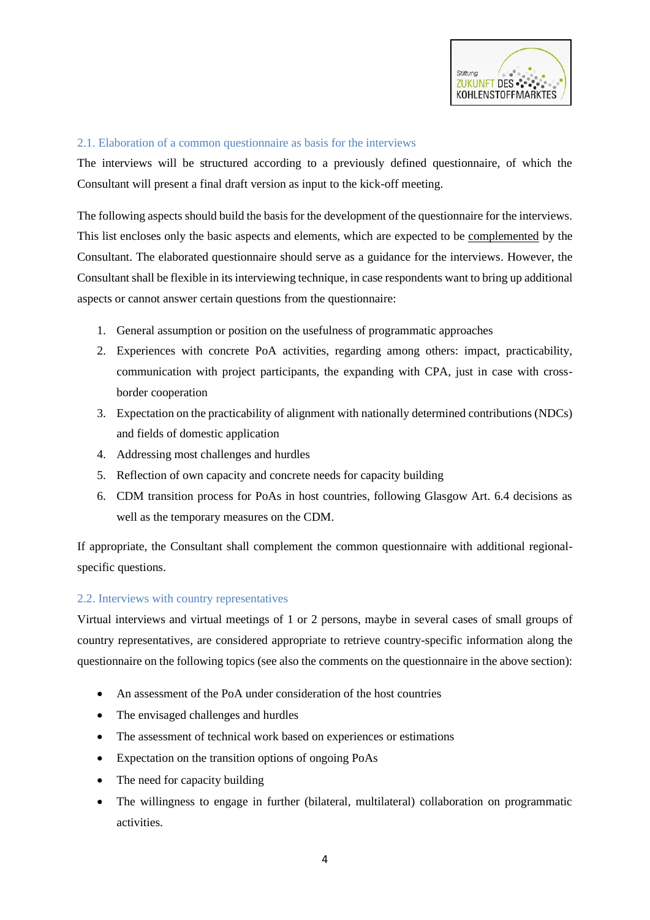### 2.1. Elaboration of a common questionnaire as basis for the interviews

The interviews will be structured according to a previously defined questionnaire, of which the Consultant will present a final draft version as input to the kick-off meeting.

The following aspects should build the basis for the development of the questionnaire for the interviews. This list encloses only the basic aspects and elements, which are expected to be complemented by the Consultant. The elaborated questionnaire should serve as a guidance for the interviews. However, the Consultant shall be flexible in its interviewing technique, in case respondents want to bring up additional aspects or cannot answer certain questions from the questionnaire:

1. General assumption or position on the usefulness of programmatic approaches
2. Experiences with concrete PoA activities, regarding among others: impact, practicability, communication with project participants, the expanding with CPA, just in case with cross-border cooperation
3. Expectation on the practicability of alignment with nationally determined contributions (NDCs) and fields of domestic application
4. Addressing most challenges and hurdles
5. Reflection of own capacity and concrete needs for capacity building
6. CDM transition process for PoAs in host countries, following Glasgow Art. 6.4 decisions as well as the temporary measures on the CDM.

If appropriate, the Consultant shall complement the common questionnaire with additional regional-specific questions.

### 2.2. Interviews with country representatives

Virtual interviews and virtual meetings of 1 or 2 persons, maybe in several cases of small groups of country representatives, are considered appropriate to retrieve country-specific information along the questionnaire on the following topics (see also the comments on the questionnaire in the above section):

- An assessment of the PoA under consideration of the host countries
- The envisaged challenges and hurdles
- The assessment of technical work based on experiences or estimations
- Expectation on the transition options of ongoing PoAs
- The need for capacity building
- The willingness to engage in further (bilateral, multilateral) collaboration on programmatic activities.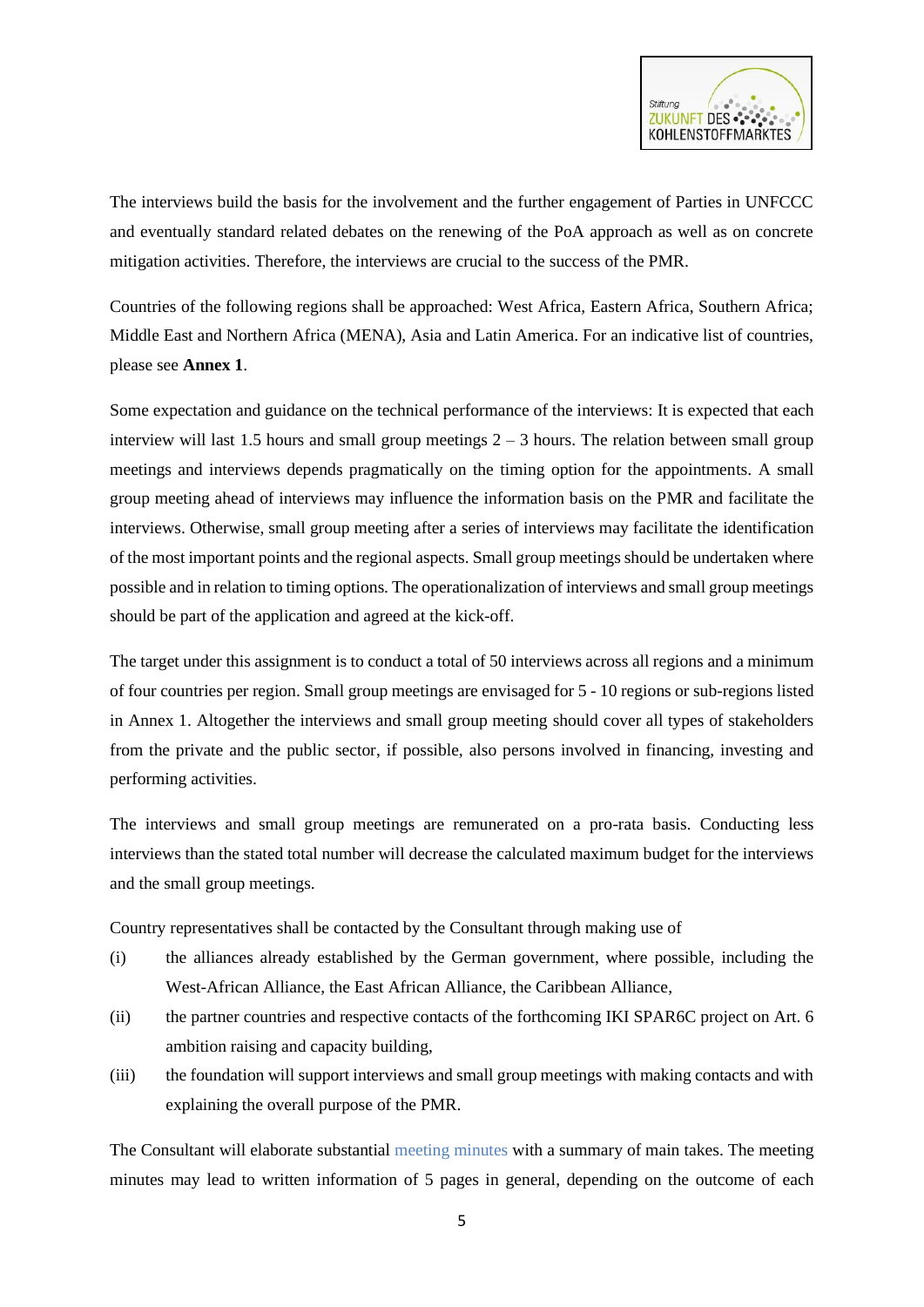The interviews build the basis for the involvement and the further engagement of Parties in UNFCCC and eventually standard related debates on the renewing of the PoA approach as well as on concrete mitigation activities. Therefore, the interviews are crucial to the success of the PMR.

Countries of the following regions shall be approached: West Africa, Eastern Africa, Southern Africa; Middle East and Northern Africa (MENA), Asia and Latin America. For an indicative list of countries, please see **Annex 1**.

Some expectation and guidance on the technical performance of the interviews: It is expected that each interview will last 1.5 hours and small group meetings 2 – 3 hours. The relation between small group meetings and interviews depends pragmatically on the timing option for the appointments. A small group meeting ahead of interviews may influence the information basis on the PMR and facilitate the interviews. Otherwise, small group meeting after a series of interviews may facilitate the identification of the most important points and the regional aspects. Small group meetings should be undertaken where possible and in relation to timing options. The operationalization of interviews and small group meetings should be part of the application and agreed at the kick-off.

The target under this assignment is to conduct a total of 50 interviews across all regions and a minimum of four countries per region. Small group meetings are envisaged for 5 - 10 regions or sub-regions listed in Annex 1. Altogether the interviews and small group meeting should cover all types of stakeholders from the private and the public sector, if possible, also persons involved in financing, investing and performing activities.

The interviews and small group meetings are remunerated on a pro-rata basis. Conducting less interviews than the stated total number will decrease the calculated maximum budget for the interviews and the small group meetings.

Country representatives shall be contacted by the Consultant through making use of

(i) the alliances already established by the German government, where possible, including the West-African Alliance, the East African Alliance, the Caribbean Alliance,

(ii) the partner countries and respective contacts of the forthcoming IKI SPAR6C project on Art. 6 ambition raising and capacity building,

(iii) the foundation will support interviews and small group meetings with making contacts and with explaining the overall purpose of the PMR.

The Consultant will elaborate substantial meeting minutes with a summary of main takes. The meeting minutes may lead to written information of 5 pages in general, depending on the outcome of each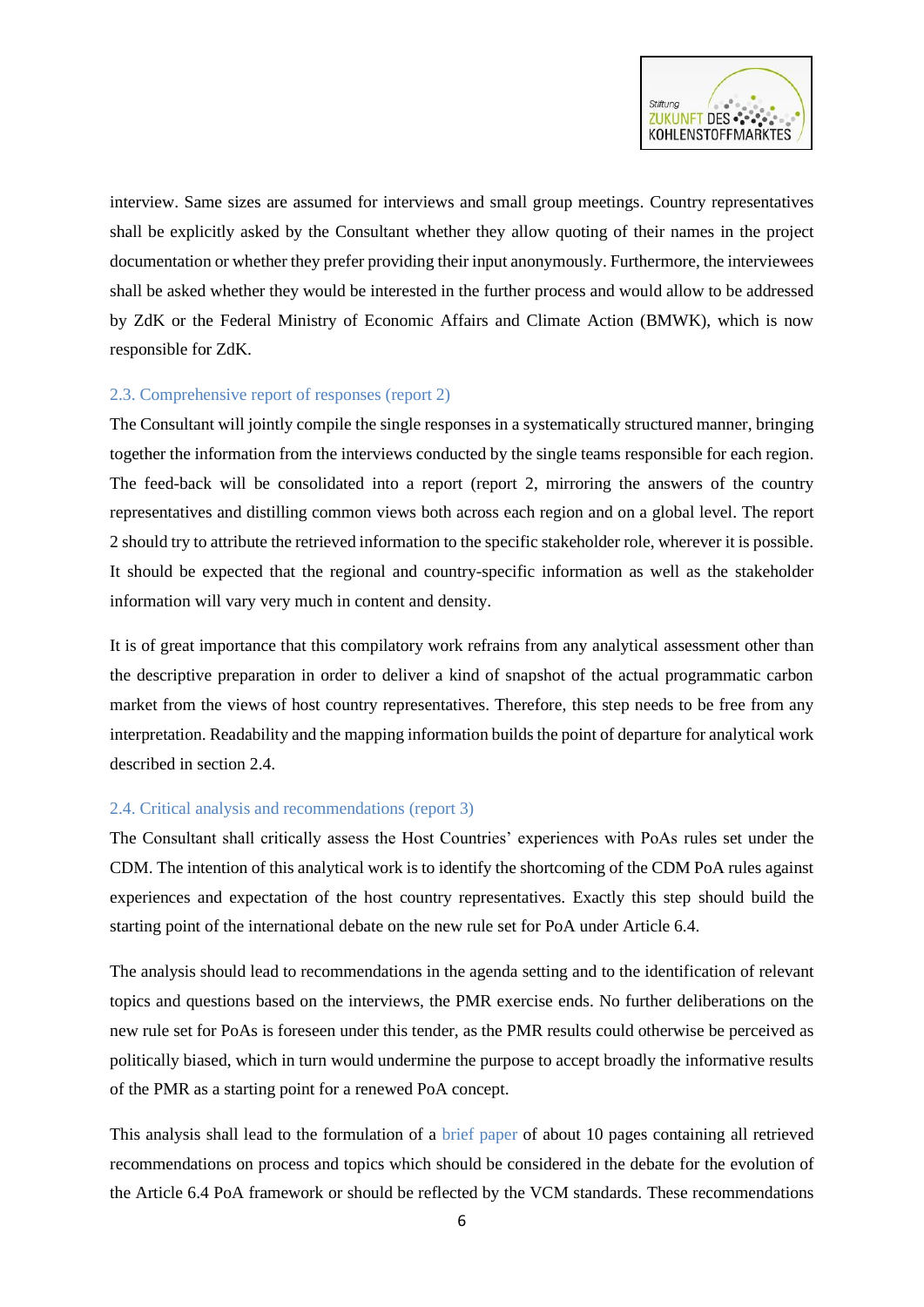interview. Same sizes are assumed for interviews and small group meetings. Country representatives shall be explicitly asked by the Consultant whether they allow quoting of their names in the project documentation or whether they prefer providing their input anonymously. Furthermore, the interviewees shall be asked whether they would be interested in the further process and would allow to be addressed by ZdK or the Federal Ministry of Economic Affairs and Climate Action (BMWK), which is now responsible for ZdK.

### 2.3. Comprehensive report of responses (report 2)

The Consultant will jointly compile the single responses in a systematically structured manner, bringing together the information from the interviews conducted by the single teams responsible for each region. The feed-back will be consolidated into a report (report 2, mirroring the answers of the country representatives and distilling common views both across each region and on a global level. The report 2 should try to attribute the retrieved information to the specific stakeholder role, wherever it is possible. It should be expected that the regional and country-specific information as well as the stakeholder information will vary very much in content and density.

It is of great importance that this compilatory work refrains from any analytical assessment other than the descriptive preparation in order to deliver a kind of snapshot of the actual programmatic carbon market from the views of host country representatives. Therefore, this step needs to be free from any interpretation. Readability and the mapping information builds the point of departure for analytical work described in section 2.4.

### 2.4. Critical analysis and recommendations (report 3)

The Consultant shall critically assess the Host Countries' experiences with PoAs rules set under the CDM. The intention of this analytical work is to identify the shortcoming of the CDM PoA rules against experiences and expectation of the host country representatives. Exactly this step should build the starting point of the international debate on the new rule set for PoA under Article 6.4.

The analysis should lead to recommendations in the agenda setting and to the identification of relevant topics and questions based on the interviews, the PMR exercise ends. No further deliberations on the new rule set for PoAs is foreseen under this tender, as the PMR results could otherwise be perceived as politically biased, which in turn would undermine the purpose to accept broadly the informative results of the PMR as a starting point for a renewed PoA concept.

This analysis shall lead to the formulation of a brief paper of about 10 pages containing all retrieved recommendations on process and topics which should be considered in the debate for the evolution of the Article 6.4 PoA framework or should be reflected by the VCM standards. These recommendations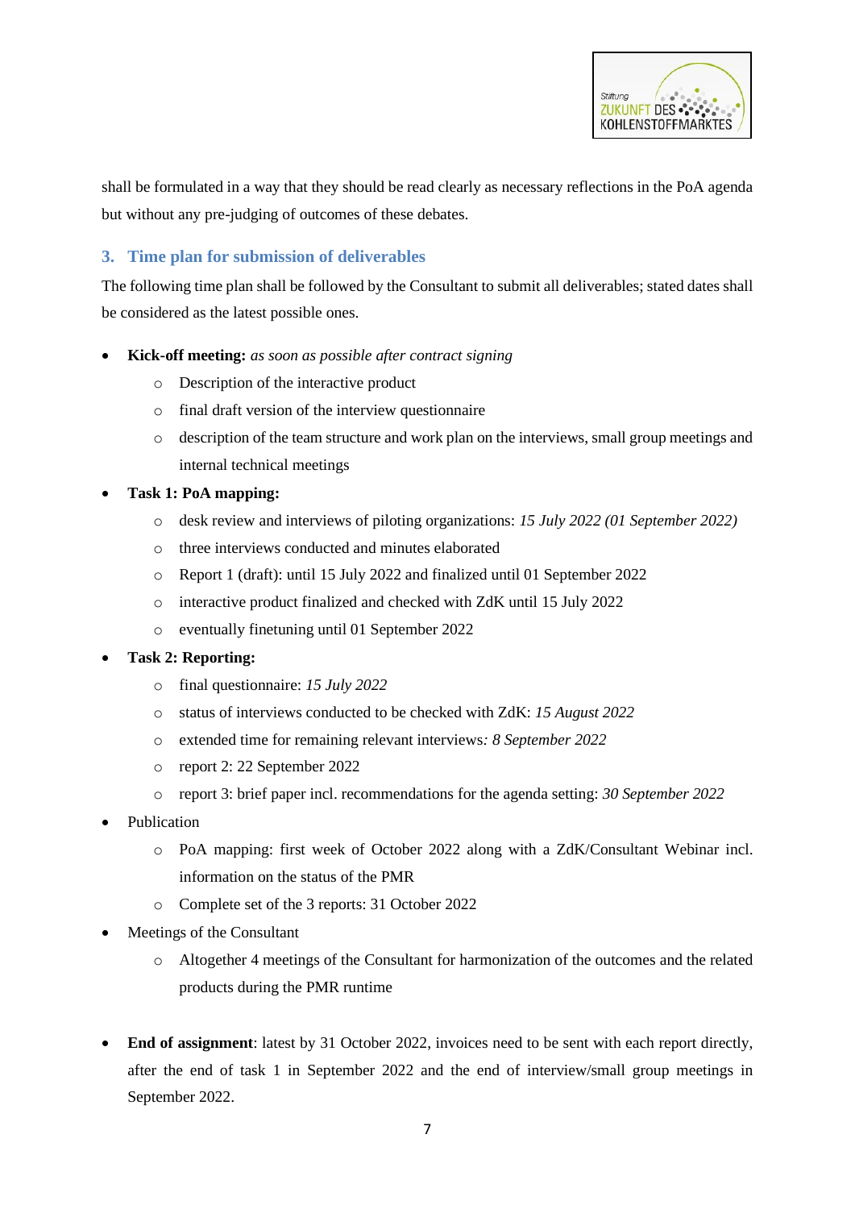shall be formulated in a way that they should be read clearly as necessary reflections in the PoA agenda but without any pre-judging of outcomes of these debates.

## 3. Time plan for submission of deliverables

The following time plan shall be followed by the Consultant to submit all deliverables; stated dates shall be considered as the latest possible ones.

- **Kick-off meeting:** *as soon as possible after contract signing*
  - Description of the interactive product
  - final draft version of the interview questionnaire
  - description of the team structure and work plan on the interviews, small group meetings and internal technical meetings
- **Task 1: PoA mapping:**
  - desk review and interviews of piloting organizations: *15 July 2022 (01 September 2022)*
  - three interviews conducted and minutes elaborated
  - Report 1 (draft): until 15 July 2022 and finalized until 01 September 2022
  - interactive product finalized and checked with ZdK until 15 July 2022
  - eventually finetuning until 01 September 2022
- **Task 2: Reporting:**
  - final questionnaire: *15 July 2022*
  - status of interviews conducted to be checked with ZdK: *15 August 2022*
  - extended time for remaining relevant interviews*: 8 September 2022*
  - report 2: 22 September 2022
  - report 3: brief paper incl. recommendations for the agenda setting: *30 September 2022*
- Publication
  - PoA mapping: first week of October 2022 along with a ZdK/Consultant Webinar incl. information on the status of the PMR
  - Complete set of the 3 reports: 31 October 2022
- Meetings of the Consultant
  - Altogether 4 meetings of the Consultant for harmonization of the outcomes and the related products during the PMR runtime

- **End of assignment**: latest by 31 October 2022, invoices need to be sent with each report directly, after the end of task 1 in September 2022 and the end of interview/small group meetings in September 2022.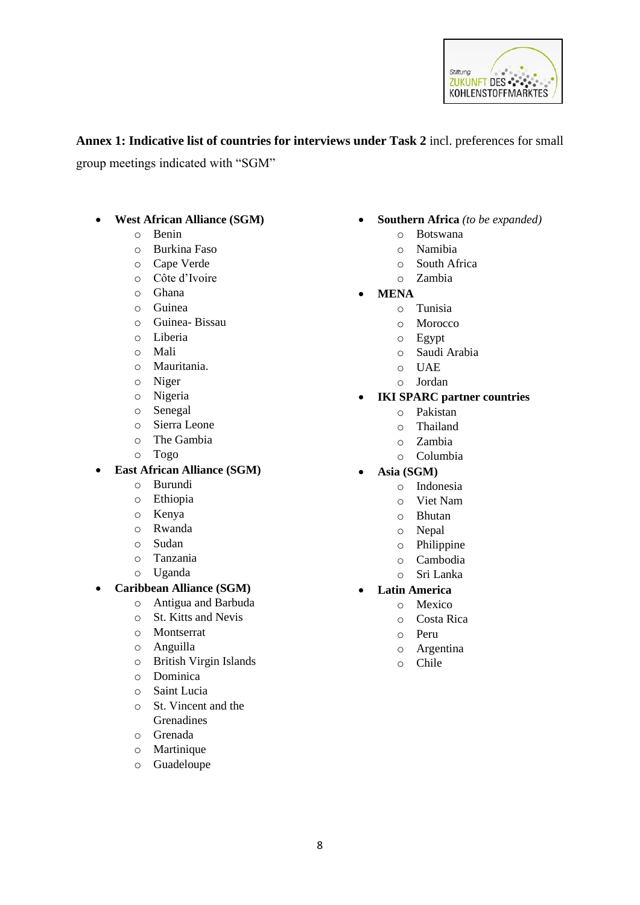**Annex 1: Indicative list of countries for interviews under Task 2** incl. preferences for small group meetings indicated with "SGM"

- **West African Alliance (SGM)**
  - Benin
  - Burkina Faso
  - Cape Verde
  - Côte d'Ivoire
  - Ghana
  - Guinea
  - Guinea- Bissau
  - Liberia
  - Mali
  - Mauritania.
  - Niger
  - Nigeria
  - Senegal
  - Sierra Leone
  - The Gambia
  - Togo
- **East African Alliance (SGM)**
  - Burundi
  - Ethiopia
  - Kenya
  - Rwanda
  - Sudan
  - Tanzania
  - Uganda
- **Caribbean Alliance (SGM)**
  - Antigua and Barbuda
  - St. Kitts and Nevis
  - Montserrat
  - Anguilla
  - British Virgin Islands
  - Dominica
  - Saint Lucia
  - St. Vincent and the Grenadines
  - Grenada
  - Martinique
  - Guadeloupe
- **Southern Africa** *(to be expanded)*
  - Botswana
  - Namibia
  - South Africa
  - Zambia
- **MENA**
  - Tunisia
  - Morocco
  - Egypt
  - Saudi Arabia
  - UAE
  - Jordan
- **IKI SPARC partner countries**
  - Pakistan
  - Thailand
  - Zambia
  - Columbia
- **Asia (SGM)**
  - Indonesia
  - Viet Nam
  - Bhutan
  - Nepal
  - Philippine
  - Cambodia
  - Sri Lanka
- **Latin America**
  - Mexico
  - Costa Rica
  - Peru
  - Argentina
  - Chile